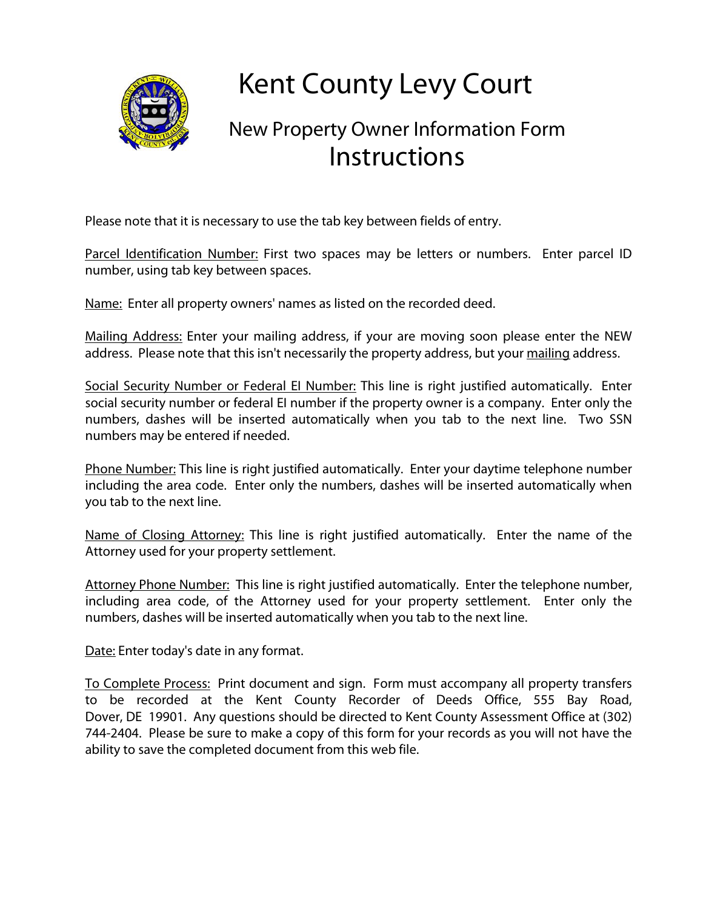# Kent County Levy Court

## New Property Owner Information Form

## Instructions

Please note that it is necessary to use the tab key between fields of entry.

Parcel Identification Number: First two spaces may be letters or numbers. Enter parcel ID number, using tab key between spaces.

Name: Enter all property owners' names as listed on the recorded deed.

Mailing Address: Enter your mailing address, if your are moving soon please enter the NEW address. Please note that this isn't necessarily the property address, but your mailing address.

Social Security Number or Federal EI Number: This line is right justified automatically. Enter social security number or federal EI number if the property owner is a company. Enter only the numbers, dashes will be inserted automatically when you tab to the next line. Two SSN numbers may be entered if needed.

Phone Number: This line is right justified automatically. Enter your daytime telephone number including the area code. Enter only the numbers, dashes will be inserted automatically when you tab to the next line.

Name of Closing Attorney: This line is right justified automatically. Enter the name of the Attorney used for your property settlement.

Attorney Phone Number: This line is right justified automatically. Enter the telephone number, including area code, of the Attorney used for your property settlement. Enter only the numbers, dashes will be inserted automatically when you tab to the next line.

Date: Enter today's date in any format.

To Complete Process: Print document and sign. Form must accompany all property transfers to be recorded at the Kent County Recorder of Deeds Office, 555 Bay Road, Dover, DE 19901. Any questions should be directed to Kent County Assessment Office at (302) 744-2404. Please be sure to make a copy of this form for your records as you will not have the ability to save the completed document from this web file.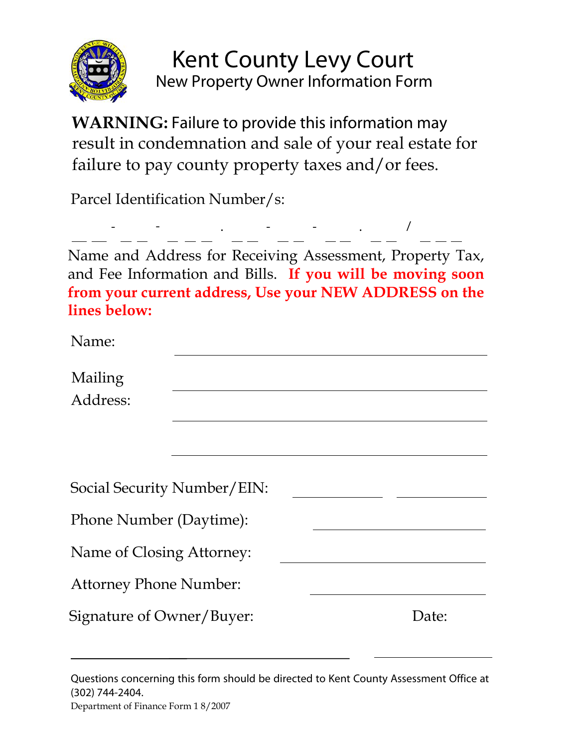# Kent County Levy Court

## New Property Owner Information Form

**WARNING:** Failure to provide this information may result in condemnation and sale of your real estate for failure to pay county property taxes and/or fees.

Parcel Identification Number/s:

__ __ - __ __ - __ __ __ . __ __ - __ __ - __ __ . __ __ / __ __ __

Name and Address for Receiving Assessment, Property Tax, and Fee Information and Bills. **If you will be moving soon from your current address, Use your NEW ADDRESS on the lines below:**

Name: ______________________________

Mailing Address: ______________________________

______________________________

______________________________

Social Security Number/EIN: ____________ ____________

Phone Number (Daytime): ______________________________

Name of Closing Attorney: ______________________________

Attorney Phone Number: ______________________________

Signature of Owner/Buyer: ______________________________ Date: ____________

Questions concerning this form should be directed to Kent County Assessment Office at (302) 744-2404.

Department of Finance Form 1 8/2007